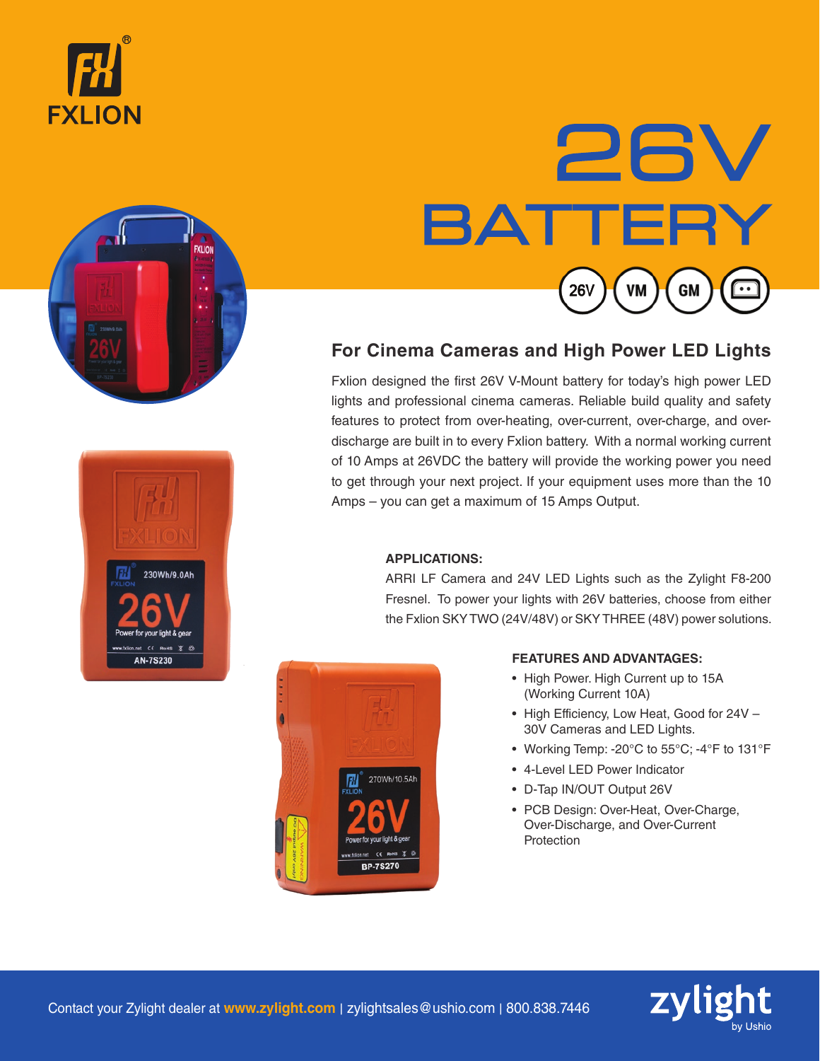FXLION

# 26V BATTERY

26V | VM | GM

## For Cinema Cameras and High Power LED Lights

Fxlion designed the first 26V V-Mount battery for today's high power LED lights and professional cinema cameras. Reliable build quality and safety features to protect from over-heating, over-current, over-charge, and over-discharge are built in to every Fxlion battery. With a normal working current of 10 Amps at 26VDC the battery will provide the working power you need to get through your next project. If your equipment uses more than the 10 Amps – you can get a maximum of 15 Amps Output.

**APPLICATIONS:**

ARRI LF Camera and 24V LED Lights such as the Zylight F8-200 Fresnel. To power your lights with 26V batteries, choose from either the Fxlion SKY TWO (24V/48V) or SKY THREE (48V) power solutions.

**FEATURES AND ADVANTAGES:**

- High Power. High Current up to 15A (Working Current 10A)
- High Efficiency, Low Heat, Good for 24V – 30V Cameras and LED Lights.
- Working Temp: -20°C to 55°C; -4°F to 131°F
- 4-Level LED Power Indicator
- D-Tap IN/OUT Output 26V
- PCB Design: Over-Heat, Over-Charge, Over-Discharge, and Over-Current Protection

Contact your Zylight dealer at **www.zylight.com** | zylightsales@ushio.com | 800.838.7446

zylight by Ushio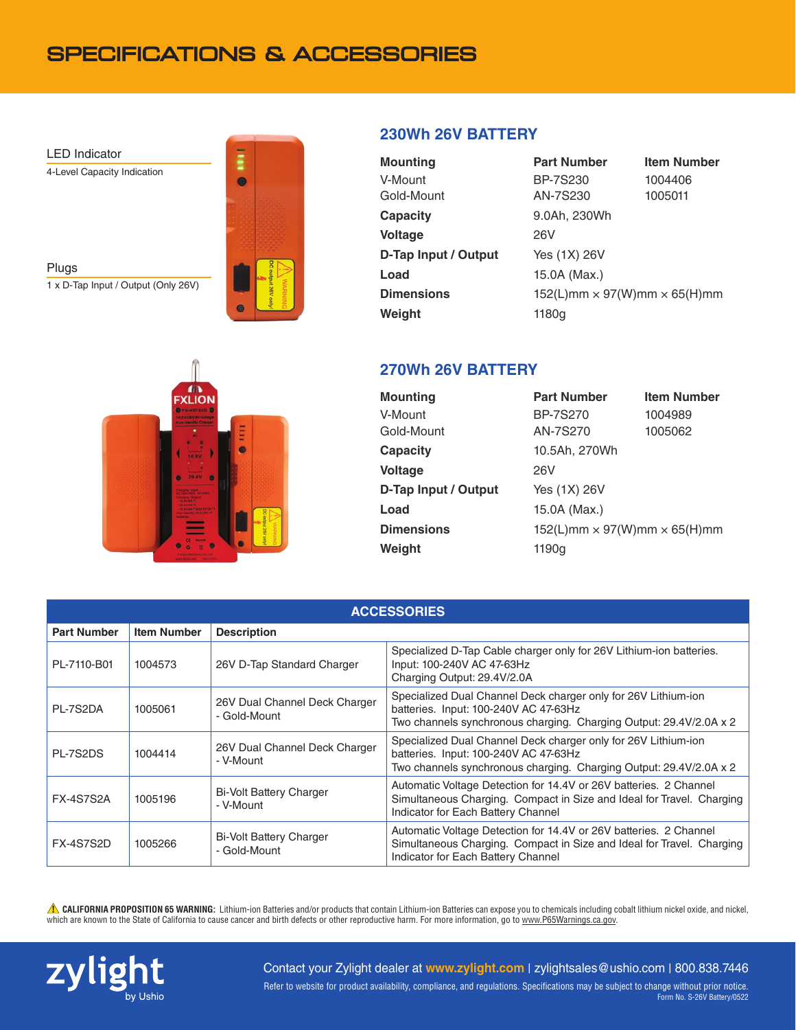# SPECIFICATIONS & ACCESSORIES

**LED Indicator**

4-Level Capacity Indication

**Plugs**

1 x D-Tap Input / Output (Only 26V)

## 230Wh 26V BATTERY

| Mounting | Part Number | Item Number |
|---|---|---|
| V-Mount | BP-7S230 | 1004406 |
| Gold-Mount | AN-7S230 | 1005011 |
| **Capacity** | 9.0Ah, 230Wh | |
| **Voltage** | 26V | |
| **D-Tap Input / Output** | Yes (1X) 26V | |
| **Load** | 15.0A (Max.) | |
| **Dimensions** | 152(L)mm × 97(W)mm × 65(H)mm | |
| **Weight** | 1180g | |

## 270Wh 26V BATTERY

| Mounting | Part Number | Item Number |
|---|---|---|
| V-Mount | BP-7S270 | 1004989 |
| Gold-Mount | AN-7S270 | 1005062 |
| **Capacity** | 10.5Ah, 270Wh | |
| **Voltage** | 26V | |
| **D-Tap Input / Output** | Yes (1X) 26V | |
| **Load** | 15.0A (Max.) | |
| **Dimensions** | 152(L)mm × 97(W)mm × 65(H)mm | |
| **Weight** | 1190g | |

## ACCESSORIES

| Part Number | Item Number | Description | |
|---|---|---|---|
| PL-7110-B01 | 1004573 | 26V D-Tap Standard Charger | Specialized D-Tap Cable charger only for 26V Lithium-ion batteries. Input: 100-240V AC 47-63Hz Charging Output: 29.4V/2.0A |
| PL-7S2DA | 1005061 | 26V Dual Channel Deck Charger - Gold-Mount | Specialized Dual Channel Deck charger only for 26V Lithium-ion batteries. Input: 100-240V AC 47-63Hz Two channels synchronous charging. Charging Output: 29.4V/2.0A x 2 |
| PL-7S2DS | 1004414 | 26V Dual Channel Deck Charger - V-Mount | Specialized Dual Channel Deck charger only for 26V Lithium-ion batteries. Input: 100-240V AC 47-63Hz Two channels synchronous charging. Charging Output: 29.4V/2.0A x 2 |
| FX-4S7S2A | 1005196 | Bi-Volt Battery Charger - V-Mount | Automatic Voltage Detection for 14.4V or 26V batteries. 2 Channel Simultaneous Charging. Compact in Size and Ideal for Travel. Charging Indicator for Each Battery Channel |
| FX-4S7S2D | 1005266 | Bi-Volt Battery Charger - Gold-Mount | Automatic Voltage Detection for 14.4V or 26V batteries. 2 Channel Simultaneous Charging. Compact in Size and Ideal for Travel. Charging Indicator for Each Battery Channel |

⚠ **CALIFORNIA PROPOSITION 65 WARNING:** Lithium-ion Batteries and/or products that contain Lithium-ion Batteries can expose you to chemicals including cobalt lithium nickel oxide, and nickel, which are known to the State of California to cause cancer and birth defects or other reproductive harm. For more information, go to www.P65Warnings.ca.gov.

zylight by Ushio

Contact your Zylight dealer at **www.zylight.com** | zylightsales@ushio.com | 800.838.7446

Refer to website for product availability, compliance, and regulations. Specifications may be subject to change without prior notice.

Form No. S-26V Battery/0522